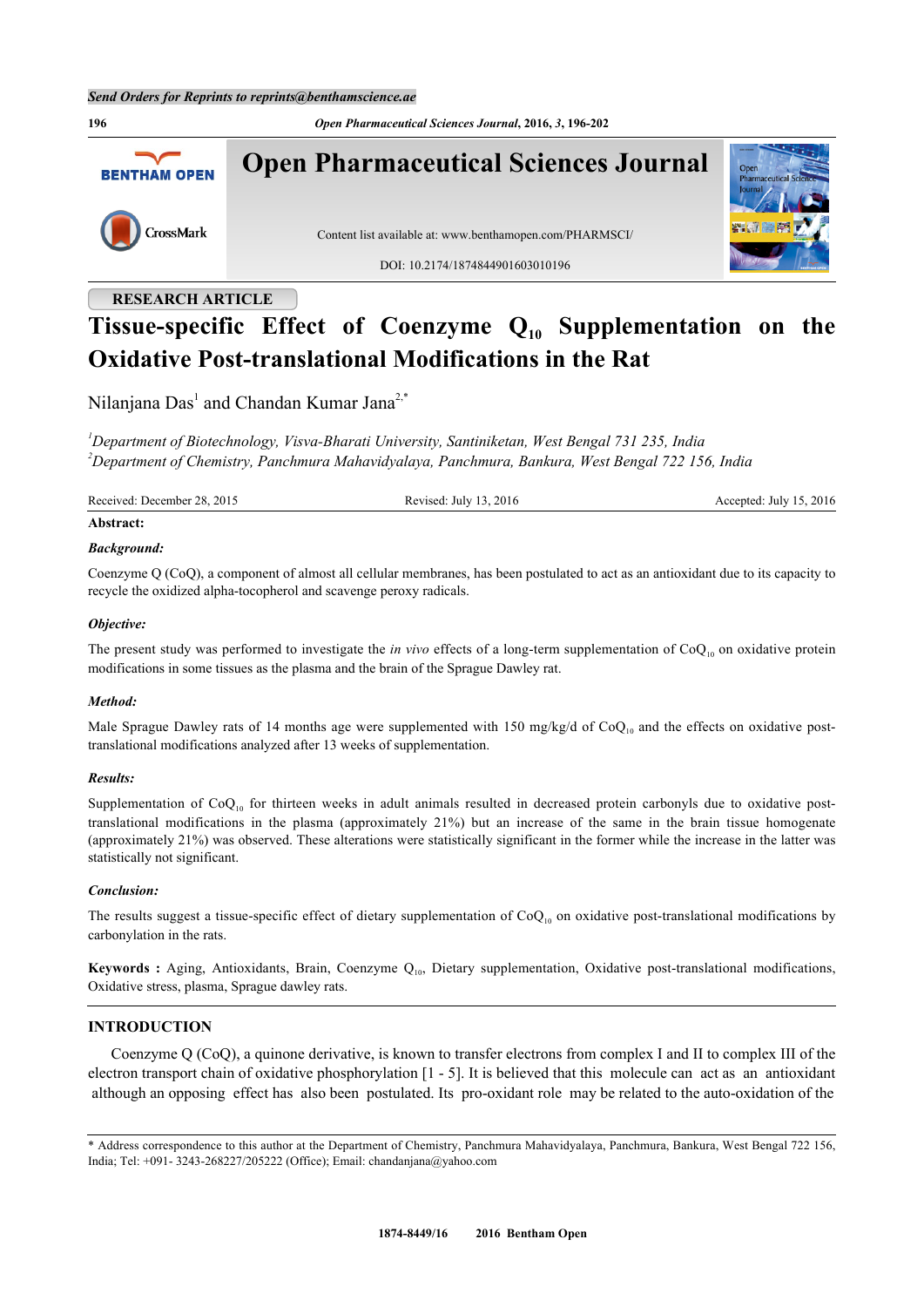Send Orders for Reprints to reprints@benthamscience.ae

**RESEARCH ARTICLE**

# Tissue-specific Effect of Coenzyme $Q_{10}$ Supplementation on the Oxidative Post-translational Modifications in the Rat

Nilanjana Das[1] and Chandan Kumar Jana[2,*]

[1]*Department of Biotechnology, Visva-Bharati University, Santiniketan, West Bengal 731 235, India*
[2]*Department of Chemistry, Panchmura Mahavidyalaya, Panchmura, Bankura, West Bengal 722 156, India*

Received: December 28, 2015 | Revised: July 13, 2016 | Accepted: July 15, 2016

**Abstract:**

***Background:***

Coenzyme Q (CoQ), a component of almost all cellular membranes, has been postulated to act as an antioxidant due to its capacity to recycle the oxidized alpha-tocopherol and scavenge peroxy radicals.

***Objective:***

The present study was performed to investigate the *in vivo* effects of a long-term supplementation of $CoQ_{10}$ on oxidative protein modifications in some tissues as the plasma and the brain of the Sprague Dawley rat.

***Method:***

Male Sprague Dawley rats of 14 months age were supplemented with 150 mg/kg/d of $CoQ_{10}$ and the effects on oxidative post-translational modifications analyzed after 13 weeks of supplementation.

***Results:***

Supplementation of $CoQ_{10}$ for thirteen weeks in adult animals resulted in decreased protein carbonyls due to oxidative post-translational modifications in the plasma (approximately 21%) but an increase of the same in the brain tissue homogenate (approximately 21%) was observed. These alterations were statistically significant in the former while the increase in the latter was statistically not significant.

***Conclusion:***

The results suggest a tissue-specific effect of dietary supplementation of $CoQ_{10}$ on oxidative post-translational modifications by carbonylation in the rats.

**Keywords :** Aging, Antioxidants, Brain, Coenzyme $Q_{10}$, Dietary supplementation, Oxidative post-translational modifications, Oxidative stress, plasma, Sprague dawley rats.

## INTRODUCTION

Coenzyme Q (CoQ), a quinone derivative, is known to transfer electrons from complex I and II to complex III of the electron transport chain of oxidative phosphorylation [1 - 5]. It is believed that this molecule can act as an antioxidant although an opposing effect has also been postulated. Its pro-oxidant role may be related to the auto-oxidation of the

\* Address correspondence to this author at the Department of Chemistry, Panchmura Mahavidyalaya, Panchmura, Bankura, West Bengal 722 156, India; Tel: +091- 3243-268227/205222 (Office); Email: chandanjana@yahoo.com

1874-8449/16 2016 Bentham Open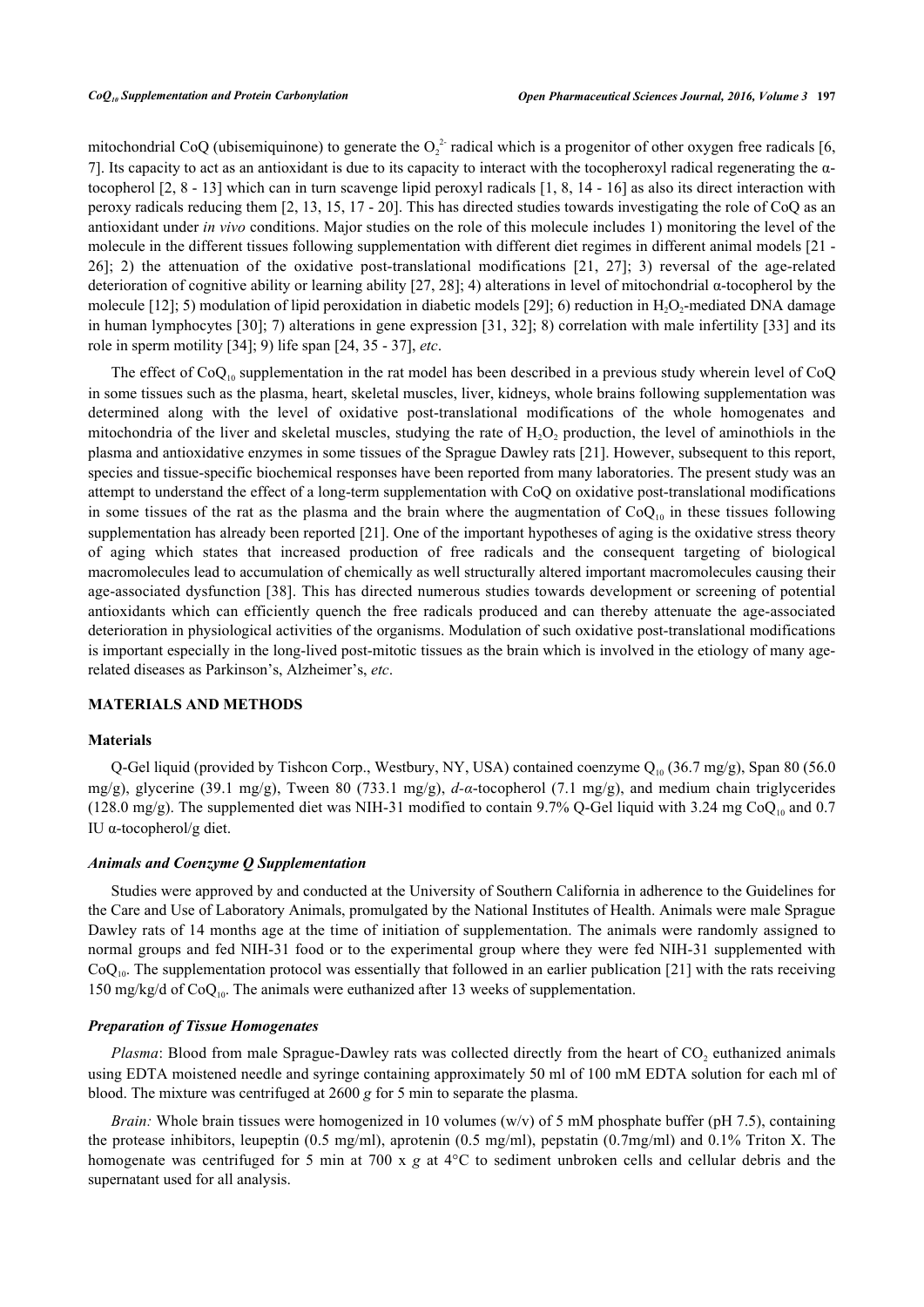mitochondrial CoQ (ubisemiquinone) to generate the $O_2^{2-}$ radical which is a progenitor of other oxygen free radicals [6, 7]. Its capacity to act as an antioxidant is due to its capacity to interact with the tocopheroxyl radical regenerating the α-tocopherol [2, 8 - 13] which can in turn scavenge lipid peroxyl radicals [1, 8, 14 - 16] as also its direct interaction with peroxy radicals reducing them [2, 13, 15, 17 - 20]. This has directed studies towards investigating the role of CoQ as an antioxidant under *in vivo* conditions. Major studies on the role of this molecule includes 1) monitoring the level of the molecule in the different tissues following supplementation with different diet regimes in different animal models [21 - 26]; 2) the attenuation of the oxidative post-translational modifications [21, 27]; 3) reversal of the age-related deterioration of cognitive ability or learning ability [27, 28]; 4) alterations in level of mitochondrial α-tocopherol by the molecule [12]; 5) modulation of lipid peroxidation in diabetic models [29]; 6) reduction in $H_2O_2$-mediated DNA damage in human lymphocytes [30]; 7) alterations in gene expression [31, 32]; 8) correlation with male infertility [33] and its role in sperm motility [34]; 9) life span [24, 35 - 37], *etc*.

The effect of $CoQ_{10}$ supplementation in the rat model has been described in a previous study wherein level of CoQ in some tissues such as the plasma, heart, skeletal muscles, liver, kidneys, whole brains following supplementation was determined along with the level of oxidative post-translational modifications of the whole homogenates and mitochondria of the liver and skeletal muscles, studying the rate of $H_2O_2$ production, the level of aminothiols in the plasma and antioxidative enzymes in some tissues of the Sprague Dawley rats [21]. However, subsequent to this report, species and tissue-specific biochemical responses have been reported from many laboratories. The present study was an attempt to understand the effect of a long-term supplementation with CoQ on oxidative post-translational modifications in some tissues of the rat as the plasma and the brain where the augmentation of $CoQ_{10}$ in these tissues following supplementation has already been reported [21]. One of the important hypotheses of aging is the oxidative stress theory of aging which states that increased production of free radicals and the consequent targeting of biological macromolecules lead to accumulation of chemically as well structurally altered important macromolecules causing their age-associated dysfunction [38]. This has directed numerous studies towards development or screening of potential antioxidants which can efficiently quench the free radicals produced and can thereby attenuate the age-associated deterioration in physiological activities of the organisms. Modulation of such oxidative post-translational modifications is important especially in the long-lived post-mitotic tissues as the brain which is involved in the etiology of many age-related diseases as Parkinson's, Alzheimer's, *etc*.

## MATERIALS AND METHODS

### Materials

Q-Gel liquid (provided by Tishcon Corp., Westbury, NY, USA) contained coenzyme $Q_{10}$ (36.7 mg/g), Span 80 (56.0 mg/g), glycerine (39.1 mg/g), Tween 80 (733.1 mg/g), *d*-*α*-tocopherol (7.1 mg/g), and medium chain triglycerides (128.0 mg/g). The supplemented diet was NIH-31 modified to contain 9.7% Q-Gel liquid with 3.24 mg $CoQ_{10}$ and 0.7 IU α-tocopherol/g diet.

### *Animals and Coenzyme Q Supplementation*

Studies were approved by and conducted at the University of Southern California in adherence to the Guidelines for the Care and Use of Laboratory Animals, promulgated by the National Institutes of Health. Animals were male Sprague Dawley rats of 14 months age at the time of initiation of supplementation. The animals were randomly assigned to normal groups and fed NIH-31 food or to the experimental group where they were fed NIH-31 supplemented with $CoQ_{10}$. The supplementation protocol was essentially that followed in an earlier publication [21] with the rats receiving 150 mg/kg/d of $CoQ_{10}$. The animals were euthanized after 13 weeks of supplementation.

### *Preparation of Tissue Homogenates*

*Plasma*: Blood from male Sprague-Dawley rats was collected directly from the heart of $CO_2$ euthanized animals using EDTA moistened needle and syringe containing approximately 50 ml of 100 mM EDTA solution for each ml of blood. The mixture was centrifuged at 2600 *g* for 5 min to separate the plasma.

*Brain:* Whole brain tissues were homogenized in 10 volumes (w/v) of 5 mM phosphate buffer (pH 7.5), containing the protease inhibitors, leupeptin (0.5 mg/ml), aprotenin (0.5 mg/ml), pepstatin (0.7mg/ml) and 0.1% Triton X. The homogenate was centrifuged for 5 min at 700 x *g* at 4°C to sediment unbroken cells and cellular debris and the supernatant used for all analysis.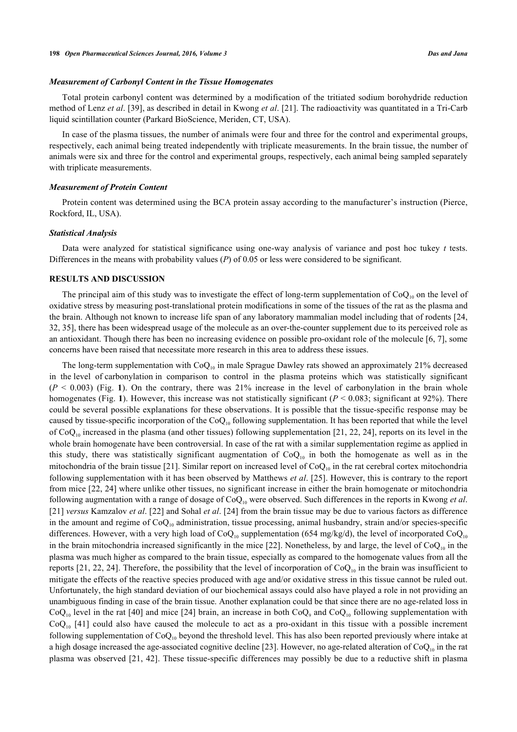### *Measurement of Carbonyl Content in the Tissue Homogenates*

Total protein carbonyl content was determined by a modification of the tritiated sodium borohydride reduction method of Lenz *et al*. [39], as described in detail in Kwong *et al*. [21]. The radioactivity was quantitated in a Tri-Carb liquid scintillation counter (Parkard BioScience, Meriden, CT, USA).

In case of the plasma tissues, the number of animals were four and three for the control and experimental groups, respectively, each animal being treated independently with triplicate measurements. In the brain tissue, the number of animals were six and three for the control and experimental groups, respectively, each animal being sampled separately with triplicate measurements.

### *Measurement of Protein Content*

Protein content was determined using the BCA protein assay according to the manufacturer's instruction (Pierce, Rockford, IL, USA).

### *Statistical Analysis*

Data were analyzed for statistical significance using one-way analysis of variance and post hoc tukey *t* tests. Differences in the means with probability values (*P*) of 0.05 or less were considered to be significant.

## RESULTS AND DISCUSSION

The principal aim of this study was to investigate the effect of long-term supplementation of $CoQ_{10}$ on the level of oxidative stress by measuring post-translational protein modifications in some of the tissues of the rat as the plasma and the brain. Although not known to increase life span of any laboratory mammalian model including that of rodents [24, 32, 35], there has been widespread usage of the molecule as an over-the-counter supplement due to its perceived role as an antioxidant. Though there has been no increasing evidence on possible pro-oxidant role of the molecule [6, 7], some concerns have been raised that necessitate more research in this area to address these issues.

The long-term supplementation with $CoQ_{10}$ in male Sprague Dawley rats showed an approximately 21% decreased in the level of carbonylation in comparison to control in the plasma proteins which was statistically significant ($P < 0.003$) (Fig. **1**). On the contrary, there was 21% increase in the level of carbonylation in the brain whole homogenates (Fig. **1**). However, this increase was not statistically significant ($P < 0.083$; significant at 92%). There could be several possible explanations for these observations. It is possible that the tissue-specific response may be caused by tissue-specific incorporation of the $CoQ_{10}$ following supplementation. It has been reported that while the level of $CoQ_{10}$ increased in the plasma (and other tissues) following supplementation [21, 22, 24], reports on its level in the whole brain homogenate have been controversial. In case of the rat with a similar supplementation regime as applied in this study, there was statistically significant augmentation of $CoQ_{10}$ in both the homogenate as well as in the mitochondria of the brain tissue [21]. Similar report on increased level of $CoQ_{10}$ in the rat cerebral cortex mitochondria following supplementation with it has been observed by Matthews *et al*. [25]. However, this is contrary to the report from mice [22, 24] where unlike other tissues, no significant increase in either the brain homogenate or mitochondria following augmentation with a range of dosage of $CoQ_{10}$ were observed. Such differences in the reports in Kwong *et al*. [21] *versus* Kamzalov *et al*. [22] and Sohal *et al*. [24] from the brain tissue may be due to various factors as difference in the amount and regime of $CoQ_{10}$ administration, tissue processing, animal husbandry, strain and/or species-specific differences. However, with a very high load of $CoQ_{10}$ supplementation (654 mg/kg/d), the level of incorporated $CoQ_{10}$ in the brain mitochondria increased significantly in the mice [22]. Nonetheless, by and large, the level of $CoQ_{10}$ in the plasma was much higher as compared to the brain tissue, especially as compared to the homogenate values from all the reports [21, 22, 24]. Therefore, the possibility that the level of incorporation of $CoQ_{10}$ in the brain was insufficient to mitigate the effects of the reactive species produced with age and/or oxidative stress in this tissue cannot be ruled out. Unfortunately, the high standard deviation of our biochemical assays could also have played a role in not providing an unambiguous finding in case of the brain tissue. Another explanation could be that since there are no age-related loss in $CoQ_{10}$ level in the rat [40] and mice [24] brain, an increase in both $CoQ_9$ and $CoQ_{10}$ following supplementation with $CoQ_{10}$ [41] could also have caused the molecule to act as a pro-oxidant in this tissue with a possible increment following supplementation of $CoQ_{10}$ beyond the threshold level. This has also been reported previously where intake at a high dosage increased the age-associated cognitive decline [23]. However, no age-related alteration of $CoQ_{10}$ in the rat plasma was observed [21, 42]. These tissue-specific differences may possibly be due to a reductive shift in plasma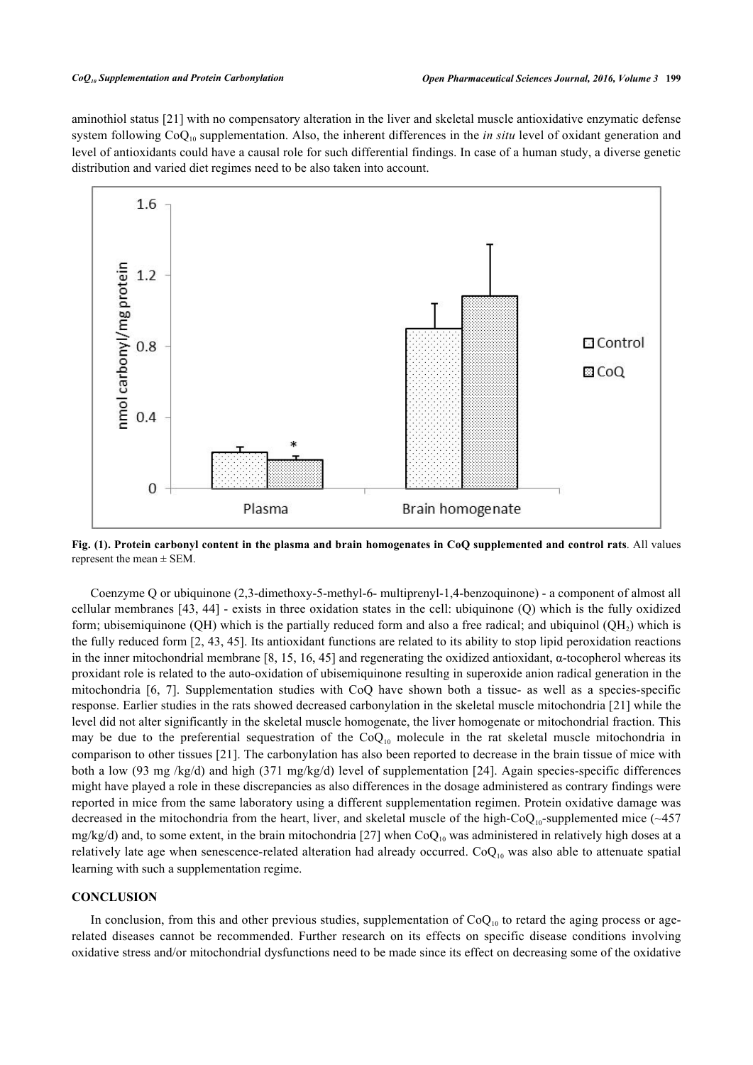aminothiol status [21] with no compensatory alteration in the liver and skeletal muscle antioxidative enzymatic defense system following $CoQ_{10}$ supplementation. Also, the inherent differences in the *in situ* level of oxidant generation and level of antioxidants could have a causal role for such differential findings. In case of a human study, a diverse genetic distribution and varied diet regimes need to be also taken into account.

**Fig. (1). Protein carbonyl content in the plasma and brain homogenates in CoQ supplemented and control rats**. All values represent the mean ± SEM.

Coenzyme Q or ubiquinone (2,3-dimethoxy-5-methyl-6- multiprenyl-1,4-benzoquinone) - a component of almost all cellular membranes [43, 44] - exists in three oxidation states in the cell: ubiquinone (Q) which is the fully oxidized form; ubisemiquinone (QH) which is the partially reduced form and also a free radical; and ubiquinol ($QH_2$) which is the fully reduced form [2, 43, 45]. Its antioxidant functions are related to its ability to stop lipid peroxidation reactions in the inner mitochondrial membrane [8, 15, 16, 45] and regenerating the oxidized antioxidant, α-tocopherol whereas its proxidant role is related to the auto-oxidation of ubisemiquinone resulting in superoxide anion radical generation in the mitochondria [6, 7]. Supplementation studies with CoQ have shown both a tissue- as well as a species-specific response. Earlier studies in the rats showed decreased carbonylation in the skeletal muscle mitochondria [21] while the level did not alter significantly in the skeletal muscle homogenate, the liver homogenate or mitochondrial fraction. This may be due to the preferential sequestration of the $CoQ_{10}$ molecule in the rat skeletal muscle mitochondria in comparison to other tissues [21]. The carbonylation has also been reported to decrease in the brain tissue of mice with both a low (93 mg /kg/d) and high (371 mg/kg/d) level of supplementation [24]. Again species-specific differences might have played a role in these discrepancies as also differences in the dosage administered as contrary findings were reported in mice from the same laboratory using a different supplementation regimen. Protein oxidative damage was decreased in the mitochondria from the heart, liver, and skeletal muscle of the high-$CoQ_{10}$-supplemented mice (~457 mg/kg/d) and, to some extent, in the brain mitochondria [27] when $CoQ_{10}$ was administered in relatively high doses at a relatively late age when senescence-related alteration had already occurred. $CoQ_{10}$ was also able to attenuate spatial learning with such a supplementation regime.

## CONCLUSION

In conclusion, from this and other previous studies, supplementation of $CoQ_{10}$ to retard the aging process or age-related diseases cannot be recommended. Further research on its effects on specific disease conditions involving oxidative stress and/or mitochondrial dysfunctions need to be made since its effect on decreasing some of the oxidative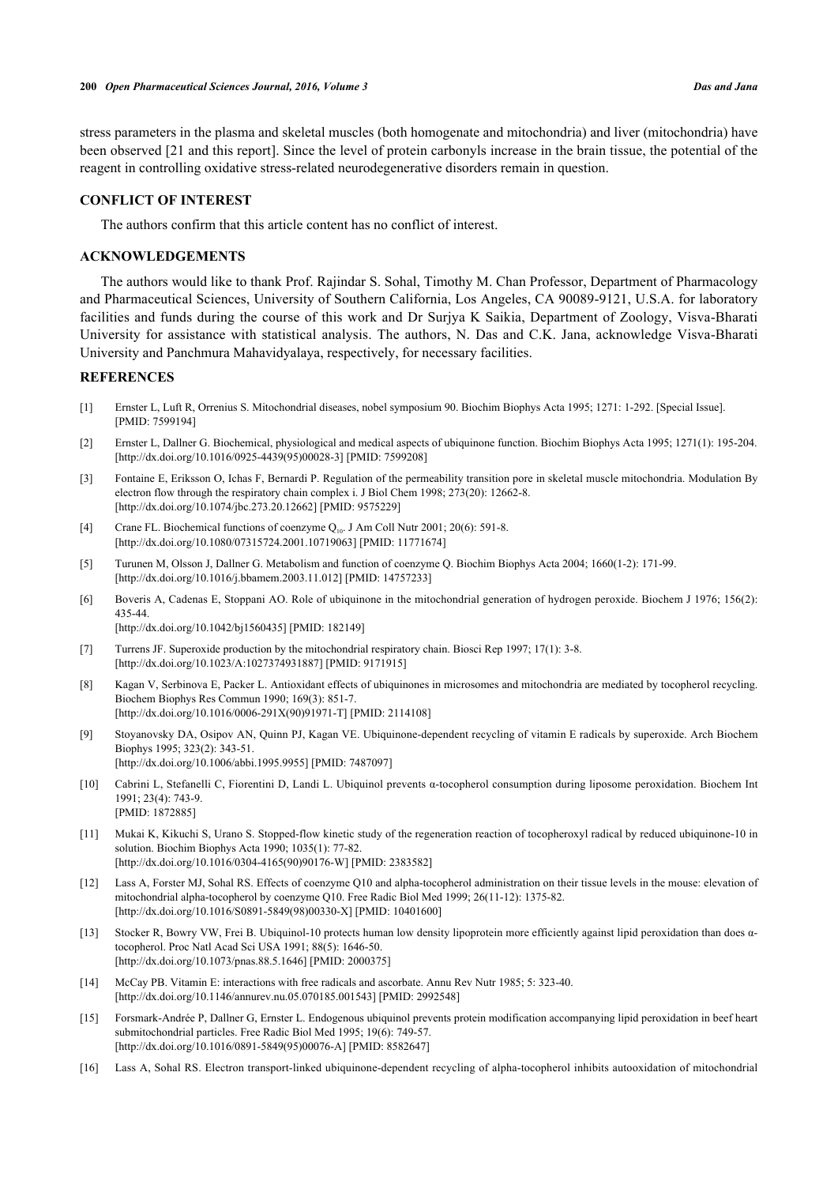stress parameters in the plasma and skeletal muscles (both homogenate and mitochondria) and liver (mitochondria) have been observed [21 and this report]. Since the level of protein carbonyls increase in the brain tissue, the potential of the reagent in controlling oxidative stress-related neurodegenerative disorders remain in question.

## CONFLICT OF INTEREST

The authors confirm that this article content has no conflict of interest.

## ACKNOWLEDGEMENTS

The authors would like to thank Prof. Rajindar S. Sohal, Timothy M. Chan Professor, Department of Pharmacology and Pharmaceutical Sciences, University of Southern California, Los Angeles, CA 90089-9121, U.S.A. for laboratory facilities and funds during the course of this work and Dr Surjya K Saikia, Department of Zoology, Visva-Bharati University for assistance with statistical analysis. The authors, N. Das and C.K. Jana, acknowledge Visva-Bharati University and Panchmura Mahavidyalaya, respectively, for necessary facilities.

## REFERENCES

[1] Ernster L, Luft R, Orrenius S. Mitochondrial diseases, nobel symposium 90. Biochim Biophys Acta 1995; 1271: 1-292. [Special Issue]. [PMID: 7599194]

[2] Ernster L, Dallner G. Biochemical, physiological and medical aspects of ubiquinone function. Biochim Biophys Acta 1995; 1271(1): 195-204. [http://dx.doi.org/10.1016/0925-4439(95)00028-3] [PMID: 7599208]

[3] Fontaine E, Eriksson O, Ichas F, Bernardi P. Regulation of the permeability transition pore in skeletal muscle mitochondria. Modulation By electron flow through the respiratory chain complex i. J Biol Chem 1998; 273(20): 12662-8. [http://dx.doi.org/10.1074/jbc.273.20.12662] [PMID: 9575229]

[4] Crane FL. Biochemical functions of coenzyme $Q_{10}$. J Am Coll Nutr 2001; 20(6): 591-8. [http://dx.doi.org/10.1080/07315724.2001.10719063] [PMID: 11771674]

[5] Turunen M, Olsson J, Dallner G. Metabolism and function of coenzyme Q. Biochim Biophys Acta 2004; 1660(1-2): 171-99. [http://dx.doi.org/10.1016/j.bbamem.2003.11.012] [PMID: 14757233]

[6] Boveris A, Cadenas E, Stoppani AO. Role of ubiquinone in the mitochondrial generation of hydrogen peroxide. Biochem J 1976; 156(2): 435-44. [http://dx.doi.org/10.1042/bj1560435] [PMID: 182149]

[7] Turrens JF. Superoxide production by the mitochondrial respiratory chain. Biosci Rep 1997; 17(1): 3-8. [http://dx.doi.org/10.1023/A:1027374931887] [PMID: 9171915]

[8] Kagan V, Serbinova E, Packer L. Antioxidant effects of ubiquinones in microsomes and mitochondria are mediated by tocopherol recycling. Biochem Biophys Res Commun 1990; 169(3): 851-7. [http://dx.doi.org/10.1016/0006-291X(90)91971-T] [PMID: 2114108]

[9] Stoyanovsky DA, Osipov AN, Quinn PJ, Kagan VE. Ubiquinone-dependent recycling of vitamin E radicals by superoxide. Arch Biochem Biophys 1995; 323(2): 343-51. [http://dx.doi.org/10.1006/abbi.1995.9955] [PMID: 7487097]

[10] Cabrini L, Stefanelli C, Fiorentini D, Landi L. Ubiquinol prevents α-tocopherol consumption during liposome peroxidation. Biochem Int 1991; 23(4): 743-9. [PMID: 1872885]

[11] Mukai K, Kikuchi S, Urano S. Stopped-flow kinetic study of the regeneration reaction of tocopheroxyl radical by reduced ubiquinone-10 in solution. Biochim Biophys Acta 1990; 1035(1): 77-82. [http://dx.doi.org/10.1016/0304-4165(90)90176-W] [PMID: 2383582]

[12] Lass A, Forster MJ, Sohal RS. Effects of coenzyme Q10 and alpha-tocopherol administration on their tissue levels in the mouse: elevation of mitochondrial alpha-tocopherol by coenzyme Q10. Free Radic Biol Med 1999; 26(11-12): 1375-82. [http://dx.doi.org/10.1016/S0891-5849(98)00330-X] [PMID: 10401600]

[13] Stocker R, Bowry VW, Frei B. Ubiquinol-10 protects human low density lipoprotein more efficiently against lipid peroxidation than does α-tocopherol. Proc Natl Acad Sci USA 1991; 88(5): 1646-50. [http://dx.doi.org/10.1073/pnas.88.5.1646] [PMID: 2000375]

[14] McCay PB. Vitamin E: interactions with free radicals and ascorbate. Annu Rev Nutr 1985; 5: 323-40. [http://dx.doi.org/10.1146/annurev.nu.05.070185.001543] [PMID: 2992548]

[15] Forsmark-Andrée P, Dallner G, Ernster L. Endogenous ubiquinol prevents protein modification accompanying lipid peroxidation in beef heart submitochondrial particles. Free Radic Biol Med 1995; 19(6): 749-57. [http://dx.doi.org/10.1016/0891-5849(95)00076-A] [PMID: 8582647]

[16] Lass A, Sohal RS. Electron transport-linked ubiquinone-dependent recycling of alpha-tocopherol inhibits autooxidation of mitochondrial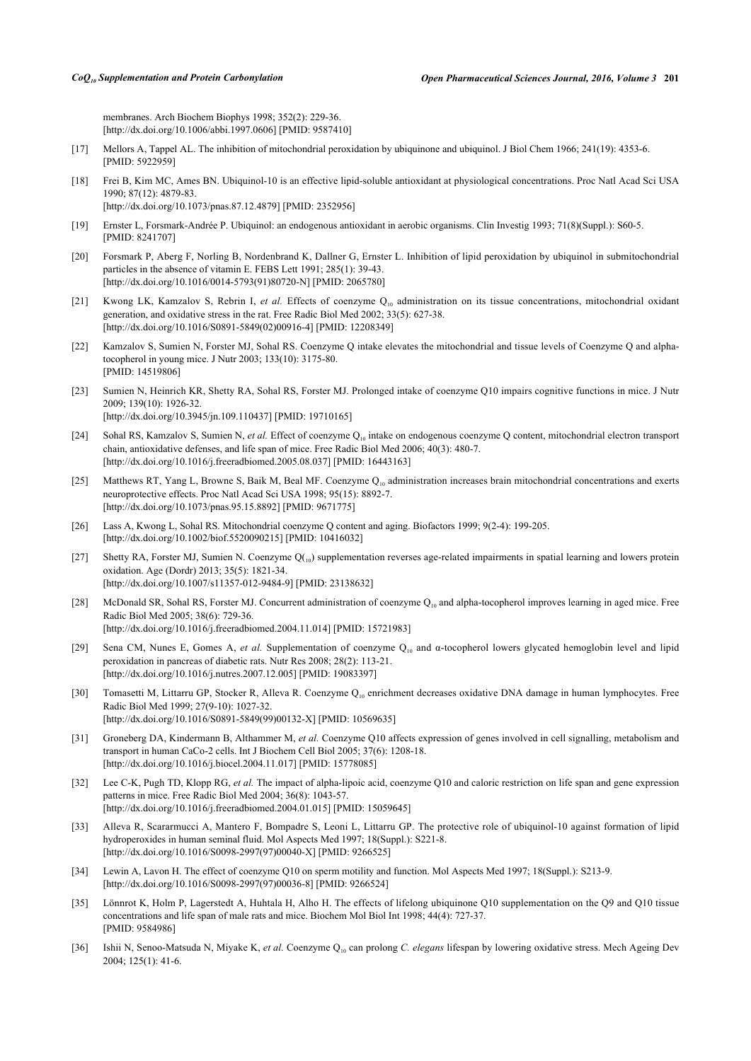membranes. Arch Biochem Biophys 1998; 352(2): 229-36.
[http://dx.doi.org/10.1006/abbi.1997.0606] [PMID: 9587410]

[17] Mellors A, Tappel AL. The inhibition of mitochondrial peroxidation by ubiquinone and ubiquinol. J Biol Chem 1966; 241(19): 4353-6. [PMID: 5922959]

[18] Frei B, Kim MC, Ames BN. Ubiquinol-10 is an effective lipid-soluble antioxidant at physiological concentrations. Proc Natl Acad Sci USA 1990; 87(12): 4879-83.
[http://dx.doi.org/10.1073/pnas.87.12.4879] [PMID: 2352956]

[19] Ernster L, Forsmark-Andrée P. Ubiquinol: an endogenous antioxidant in aerobic organisms. Clin Investig 1993; 71(8)(Suppl.): S60-5. [PMID: 8241707]

[20] Forsmark P, Aberg F, Norling B, Nordenbrand K, Dallner G, Ernster L. Inhibition of lipid peroxidation by ubiquinol in submitochondrial particles in the absence of vitamin E. FEBS Lett 1991; 285(1): 39-43.
[http://dx.doi.org/10.1016/0014-5793(91)80720-N] [PMID: 2065780]

[21] Kwong LK, Kamzalov S, Rebrin I, *et al.* Effects of coenzyme $Q_{10}$ administration on its tissue concentrations, mitochondrial oxidant generation, and oxidative stress in the rat. Free Radic Biol Med 2002; 33(5): 627-38.
[http://dx.doi.org/10.1016/S0891-5849(02)00916-4] [PMID: 12208349]

[22] Kamzalov S, Sumien N, Forster MJ, Sohal RS. Coenzyme Q intake elevates the mitochondrial and tissue levels of Coenzyme Q and alpha-tocopherol in young mice. J Nutr 2003; 133(10): 3175-80.
[PMID: 14519806]

[23] Sumien N, Heinrich KR, Shetty RA, Sohal RS, Forster MJ. Prolonged intake of coenzyme Q10 impairs cognitive functions in mice. J Nutr 2009; 139(10): 1926-32.
[http://dx.doi.org/10.3945/jn.109.110437] [PMID: 19710165]

[24] Sohal RS, Kamzalov S, Sumien N, *et al.* Effect of coenzyme $Q_{10}$ intake on endogenous coenzyme Q content, mitochondrial electron transport chain, antioxidative defenses, and life span of mice. Free Radic Biol Med 2006; 40(3): 480-7.
[http://dx.doi.org/10.1016/j.freeradbiomed.2005.08.037] [PMID: 16443163]

[25] Matthews RT, Yang L, Browne S, Baik M, Beal MF. Coenzyme $Q_{10}$ administration increases brain mitochondrial concentrations and exerts neuroprotective effects. Proc Natl Acad Sci USA 1998; 95(15): 8892-7.
[http://dx.doi.org/10.1073/pnas.95.15.8892] [PMID: 9671775]

[26] Lass A, Kwong L, Sohal RS. Mitochondrial coenzyme Q content and aging. Biofactors 1999; 9(2-4): 199-205.
[http://dx.doi.org/10.1002/biof.5520090215] [PMID: 10416032]

[27] Shetty RA, Forster MJ, Sumien N. Coenzyme $Q_{(10)}$ supplementation reverses age-related impairments in spatial learning and lowers protein oxidation. Age (Dordr) 2013; 35(5): 1821-34.
[http://dx.doi.org/10.1007/s11357-012-9484-9] [PMID: 23138632]

[28] McDonald SR, Sohal RS, Forster MJ. Concurrent administration of coenzyme $Q_{10}$ and alpha-tocopherol improves learning in aged mice. Free Radic Biol Med 2005; 38(6): 729-36.
[http://dx.doi.org/10.1016/j.freeradbiomed.2004.11.014] [PMID: 15721983]

[29] Sena CM, Nunes E, Gomes A, *et al.* Supplementation of coenzyme $Q_{10}$ and α-tocopherol lowers glycated hemoglobin level and lipid peroxidation in pancreas of diabetic rats. Nutr Res 2008; 28(2): 113-21.
[http://dx.doi.org/10.1016/j.nutres.2007.12.005] [PMID: 19083397]

[30] Tomasetti M, Littarru GP, Stocker R, Alleva R. Coenzyme $Q_{10}$ enrichment decreases oxidative DNA damage in human lymphocytes. Free Radic Biol Med 1999; 27(9-10): 1027-32.
[http://dx.doi.org/10.1016/S0891-5849(99)00132-X] [PMID: 10569635]

[31] Groneberg DA, Kindermann B, Althammer M, *et al.* Coenzyme Q10 affects expression of genes involved in cell signalling, metabolism and transport in human CaCo-2 cells. Int J Biochem Cell Biol 2005; 37(6): 1208-18.
[http://dx.doi.org/10.1016/j.biocel.2004.11.017] [PMID: 15778085]

[32] Lee C-K, Pugh TD, Klopp RG, *et al.* The impact of alpha-lipoic acid, coenzyme Q10 and caloric restriction on life span and gene expression patterns in mice. Free Radic Biol Med 2004; 36(8): 1043-57.
[http://dx.doi.org/10.1016/j.freeradbiomed.2004.01.015] [PMID: 15059645]

[33] Alleva R, Scararmucci A, Mantero F, Bompadre S, Leoni L, Littarru GP. The protective role of ubiquinol-10 against formation of lipid hydroperoxides in human seminal fluid. Mol Aspects Med 1997; 18(Suppl.): S221-8.
[http://dx.doi.org/10.1016/S0098-2997(97)00040-X] [PMID: 9266525]

[34] Lewin A, Lavon H. The effect of coenzyme Q10 on sperm motility and function. Mol Aspects Med 1997; 18(Suppl.): S213-9.
[http://dx.doi.org/10.1016/S0098-2997(97)00036-8] [PMID: 9266524]

[35] Lönnrot K, Holm P, Lagerstedt A, Huhtala H, Alho H. The effects of lifelong ubiquinone Q10 supplementation on the Q9 and Q10 tissue concentrations and life span of male rats and mice. Biochem Mol Biol Int 1998; 44(4): 727-37.
[PMID: 9584986]

[36] Ishii N, Senoo-Matsuda N, Miyake K, *et al.* Coenzyme $Q_{10}$ can prolong *C. elegans* lifespan by lowering oxidative stress. Mech Ageing Dev 2004; 125(1): 41-6.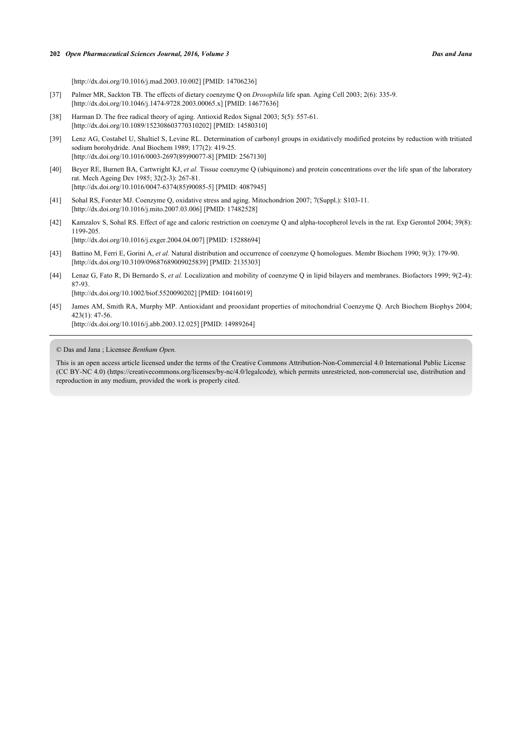[http://dx.doi.org/10.1016/j.mad.2003.10.002] [PMID: 14706236]

[37] Palmer MR, Sackton TB. The effects of dietary coenzyme Q on *Drosophila* life span. Aging Cell 2003; 2(6): 335-9. [http://dx.doi.org/10.1046/j.1474-9728.2003.00065.x] [PMID: 14677636]

[38] Harman D. The free radical theory of aging. Antioxid Redox Signal 2003; 5(5): 557-61. [http://dx.doi.org/10.1089/152308603770310202] [PMID: 14580310]

[39] Lenz AG, Costabel U, Shaltiel S, Levine RL. Determination of carbonyl groups in oxidatively modified proteins by reduction with tritiated sodium borohydride. Anal Biochem 1989; 177(2): 419-25. [http://dx.doi.org/10.1016/0003-2697(89)90077-8] [PMID: 2567130]

[40] Beyer RE, Burnett BA, Cartwright KJ, *et al.* Tissue coenzyme Q (ubiquinone) and protein concentrations over the life span of the laboratory rat. Mech Ageing Dev 1985; 32(2-3): 267-81. [http://dx.doi.org/10.1016/0047-6374(85)90085-5] [PMID: 4087945]

[41] Sohal RS, Forster MJ. Coenzyme Q, oxidative stress and aging. Mitochondrion 2007; 7(Suppl.): S103-11. [http://dx.doi.org/10.1016/j.mito.2007.03.006] [PMID: 17482528]

[42] Kamzalov S, Sohal RS. Effect of age and caloric restriction on coenzyme Q and alpha-tocopherol levels in the rat. Exp Gerontol 2004; 39(8): 1199-205. [http://dx.doi.org/10.1016/j.exger.2004.04.007] [PMID: 15288694]

[43] Battino M, Ferri E, Gorini A, *et al.* Natural distribution and occurrence of coenzyme Q homologues. Membr Biochem 1990; 9(3): 179-90. [http://dx.doi.org/10.3109/09687689009025839] [PMID: 2135303]

[44] Lenaz G, Fato R, Di Bernardo S, *et al.* Localization and mobility of coenzyme Q in lipid bilayers and membranes. Biofactors 1999; 9(2-4): 87-93. [http://dx.doi.org/10.1002/biof.5520090202] [PMID: 10416019]

[45] James AM, Smith RA, Murphy MP. Antioxidant and prooxidant properties of mitochondrial Coenzyme Q. Arch Biochem Biophys 2004; 423(1): 47-56. [http://dx.doi.org/10.1016/j.abb.2003.12.025] [PMID: 14989264]

© Das and Jana ; Licensee *Bentham Open.*

This is an open access article licensed under the terms of the Creative Commons Attribution-Non-Commercial 4.0 International Public License (CC BY-NC 4.0) (https://creativecommons.org/licenses/by-nc/4.0/legalcode), which permits unrestricted, non-commercial use, distribution and reproduction in any medium, provided the work is properly cited.